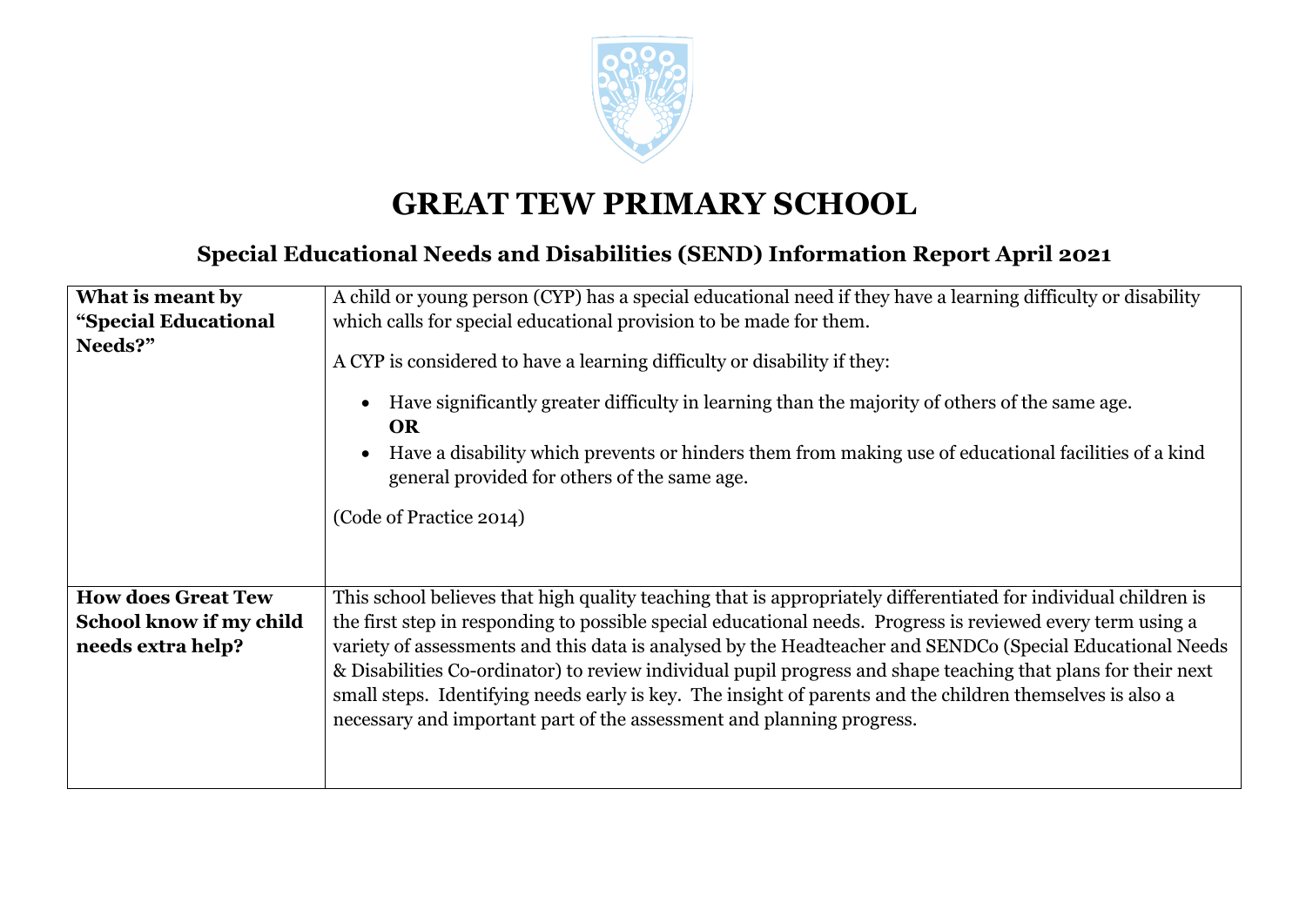# GREAT TEW PRIMARY SCHOOL

## Special Educational Needs and Disabilities (SEND) Information Report April 2021

| | |
|---|---|
| **What is meant by "Special Educational Needs?"** | A child or young person (CYP) has a special educational need if they have a learning difficulty or disability which calls for special educational provision to be made for them.<br><br>A CYP is considered to have a learning difficulty or disability if they:<br><br>• Have significantly greater difficulty in learning than the majority of others of the same age.<br>**OR**<br>• Have a disability which prevents or hinders them from making use of educational facilities of a kind general provided for others of the same age.<br><br>(Code of Practice 2014) |
| **How does Great Tew School know if my child needs extra help?** | This school believes that high quality teaching that is appropriately differentiated for individual children is the first step in responding to possible special educational needs. Progress is reviewed every term using a variety of assessments and this data is analysed by the Headteacher and SENDCo (Special Educational Needs & Disabilities Co-ordinator) to review individual pupil progress and shape teaching that plans for their next small steps. Identifying needs early is key. The insight of parents and the children themselves is also a necessary and important part of the assessment and planning progress. |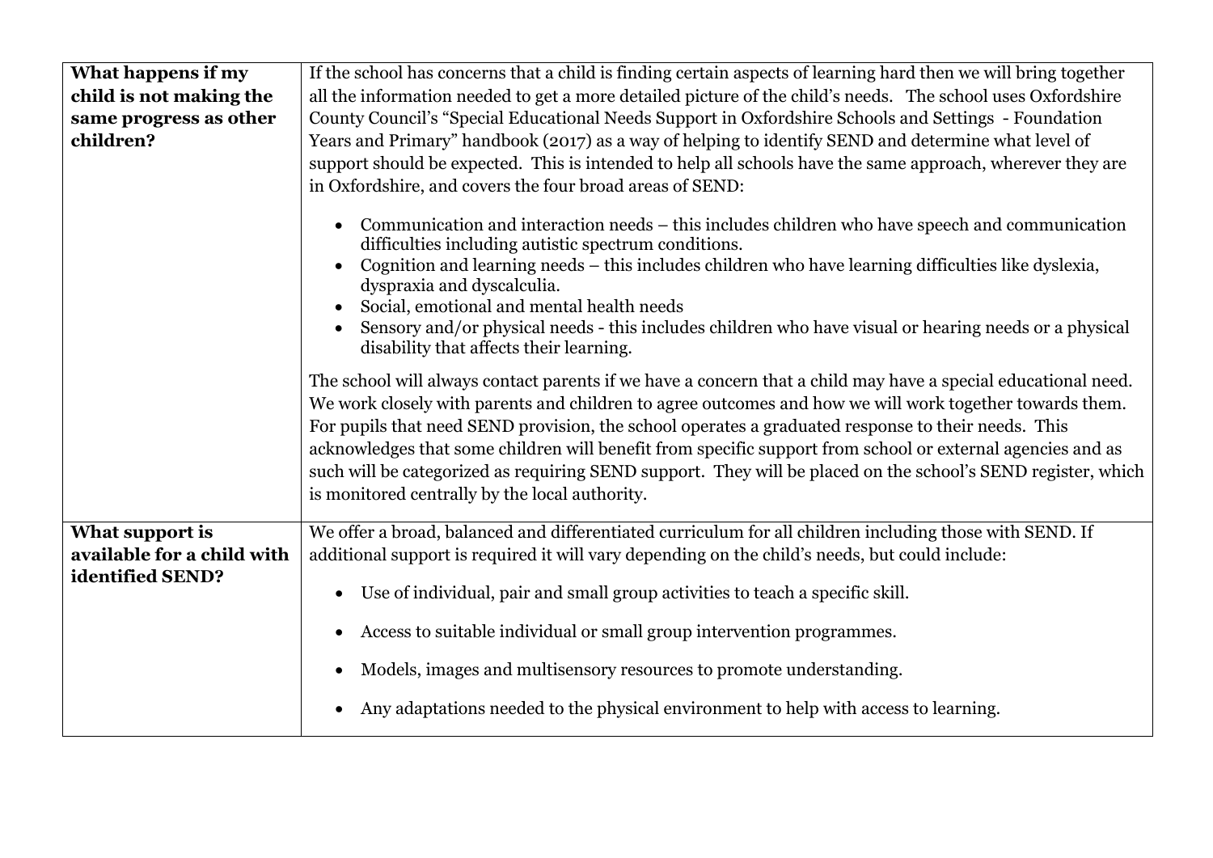| What happens if my child is not making the same progress as other children? | If the school has concerns that a child is finding certain aspects of learning hard then we will bring together all the information needed to get a more detailed picture of the child's needs. The school uses Oxfordshire County Council's "Special Educational Needs Support in Oxfordshire Schools and Settings - Foundation Years and Primary" handbook (2017) as a way of helping to identify SEND and determine what level of support should be expected. This is intended to help all schools have the same approach, wherever they are in Oxfordshire, and covers the four broad areas of SEND:<br><br>• Communication and interaction needs – this includes children who have speech and communication difficulties including autistic spectrum conditions.<br>• Cognition and learning needs – this includes children who have learning difficulties like dyslexia, dyspraxia and dyscalculia.<br>• Social, emotional and mental health needs<br>• Sensory and/or physical needs - this includes children who have visual or hearing needs or a physical disability that affects their learning.<br><br>The school will always contact parents if we have a concern that a child may have a special educational need. We work closely with parents and children to agree outcomes and how we will work together towards them. For pupils that need SEND provision, the school operates a graduated response to their needs. This acknowledges that some children will benefit from specific support from school or external agencies and as such will be categorized as requiring SEND support. They will be placed on the school's SEND register, which is monitored centrally by the local authority. |
|---|---|
| **What support is available for a child with identified SEND?** | We offer a broad, balanced and differentiated curriculum for all children including those with SEND. If additional support is required it will vary depending on the child's needs, but could include:<br><br>• Use of individual, pair and small group activities to teach a specific skill.<br>• Access to suitable individual or small group intervention programmes.<br>• Models, images and multisensory resources to promote understanding.<br>• Any adaptations needed to the physical environment to help with access to learning. |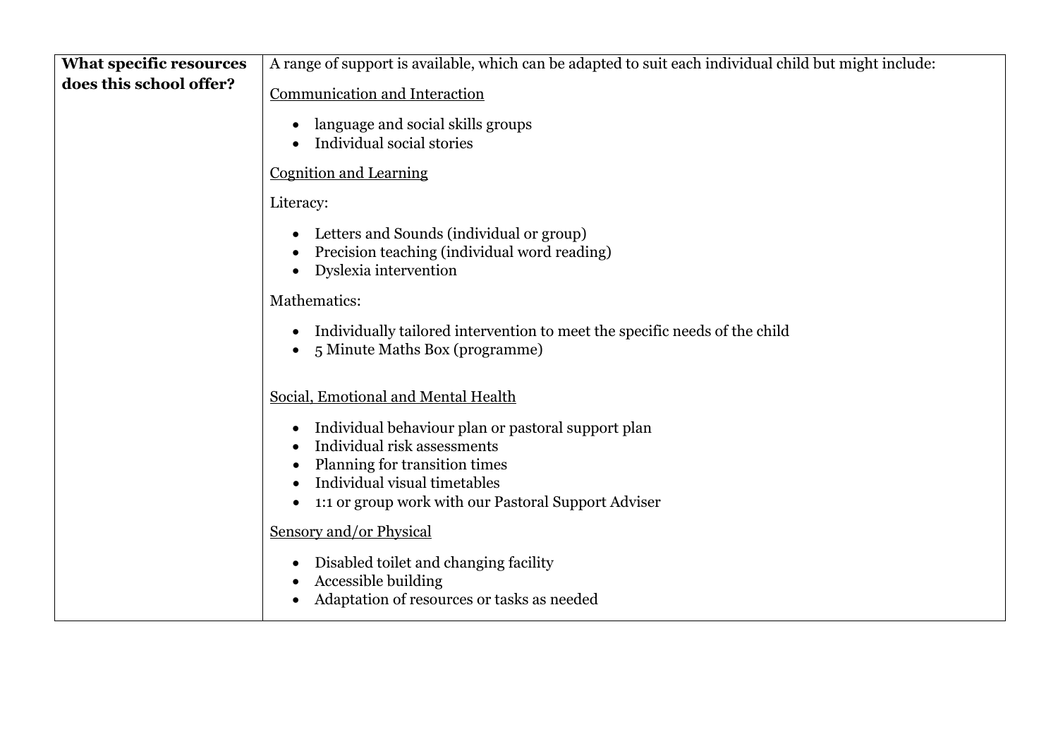| **What specific resources does this school offer?** | A range of support is available, which can be adapted to suit each individual child but might include:<br><br><u>Communication and Interaction</u><br><br>• language and social skills groups<br>• Individual social stories<br><br><u>Cognition and Learning</u><br><br>Literacy:<br><br>• Letters and Sounds (individual or group)<br>• Precision teaching (individual word reading)<br>• Dyslexia intervention<br><br>Mathematics:<br><br>• Individually tailored intervention to meet the specific needs of the child<br>• 5 Minute Maths Box (programme)<br><br><u>Social, Emotional and Mental Health</u><br><br>• Individual behaviour plan or pastoral support plan<br>• Individual risk assessments<br>• Planning for transition times<br>• Individual visual timetables<br>• 1:1 or group work with our Pastoral Support Adviser<br><br><u>Sensory and/or Physical</u><br><br>• Disabled toilet and changing facility<br>• Accessible building<br>• Adaptation of resources or tasks as needed |
|---|---|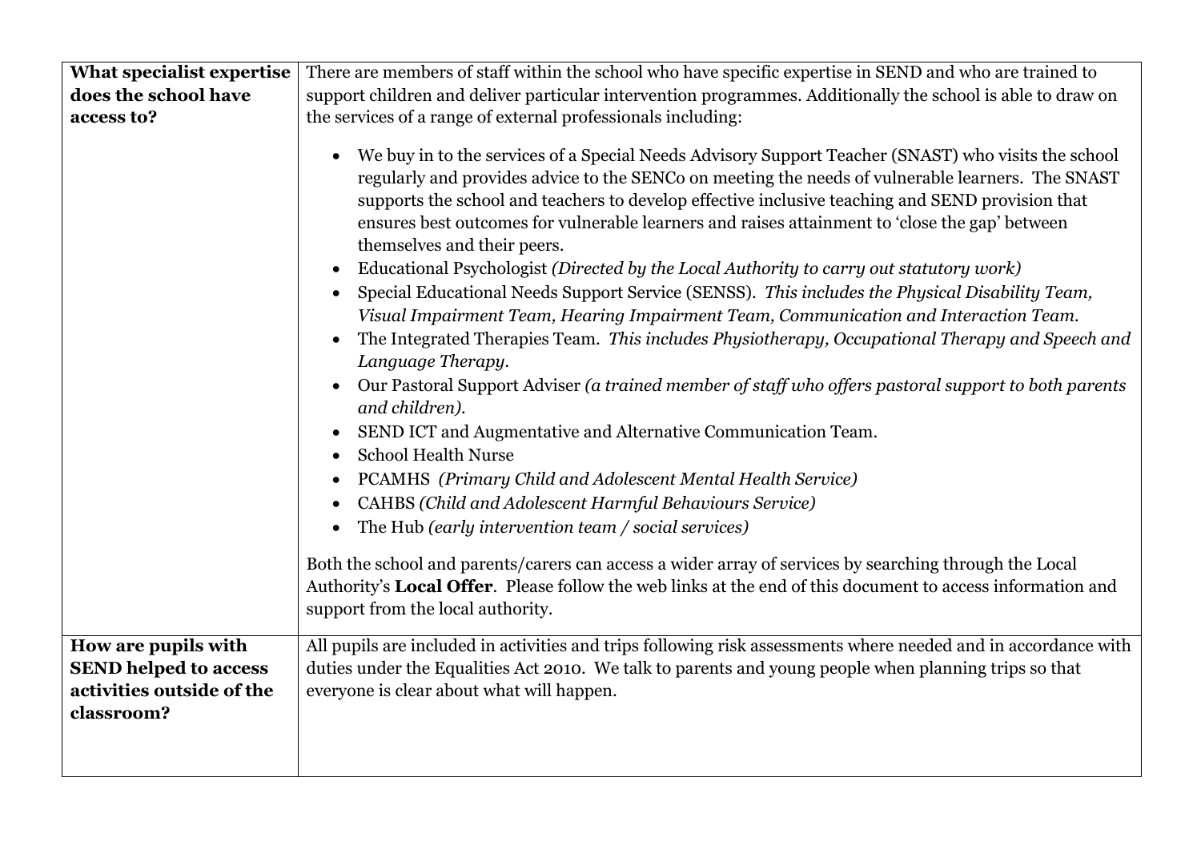| | |
|---|---|
| **What specialist expertise does the school have access to?** | There are members of staff within the school who have specific expertise in SEND and who are trained to support children and deliver particular intervention programmes. Additionally the school is able to draw on the services of a range of external professionals including:<br><br>• We buy in to the services of a Special Needs Advisory Support Teacher (SNAST) who visits the school regularly and provides advice to the SENCo on meeting the needs of vulnerable learners. The SNAST supports the school and teachers to develop effective inclusive teaching and SEND provision that ensures best outcomes for vulnerable learners and raises attainment to 'close the gap' between themselves and their peers.<br>• Educational Psychologist *(Directed by the Local Authority to carry out statutory work)*<br>• Special Educational Needs Support Service (SENSS). *This includes the Physical Disability Team, Visual Impairment Team, Hearing Impairment Team, Communication and Interaction Team.*<br>• The Integrated Therapies Team. *This includes Physiotherapy, Occupational Therapy and Speech and Language Therapy.*<br>• Our Pastoral Support Adviser *(a trained member of staff who offers pastoral support to both parents and children).*<br>• SEND ICT and Augmentative and Alternative Communication Team.<br>• School Health Nurse<br>• PCAMHS *(Primary Child and Adolescent Mental Health Service)*<br>• CAHBS *(Child and Adolescent Harmful Behaviours Service)*<br>• The Hub *(early intervention team / social services)*<br><br>Both the school and parents/carers can access a wider array of services by searching through the Local Authority's **Local Offer**. Please follow the web links at the end of this document to access information and support from the local authority. |
| **How are pupils with SEND helped to access activities outside of the classroom?** | All pupils are included in activities and trips following risk assessments where needed and in accordance with duties under the Equalities Act 2010. We talk to parents and young people when planning trips so that everyone is clear about what will happen. |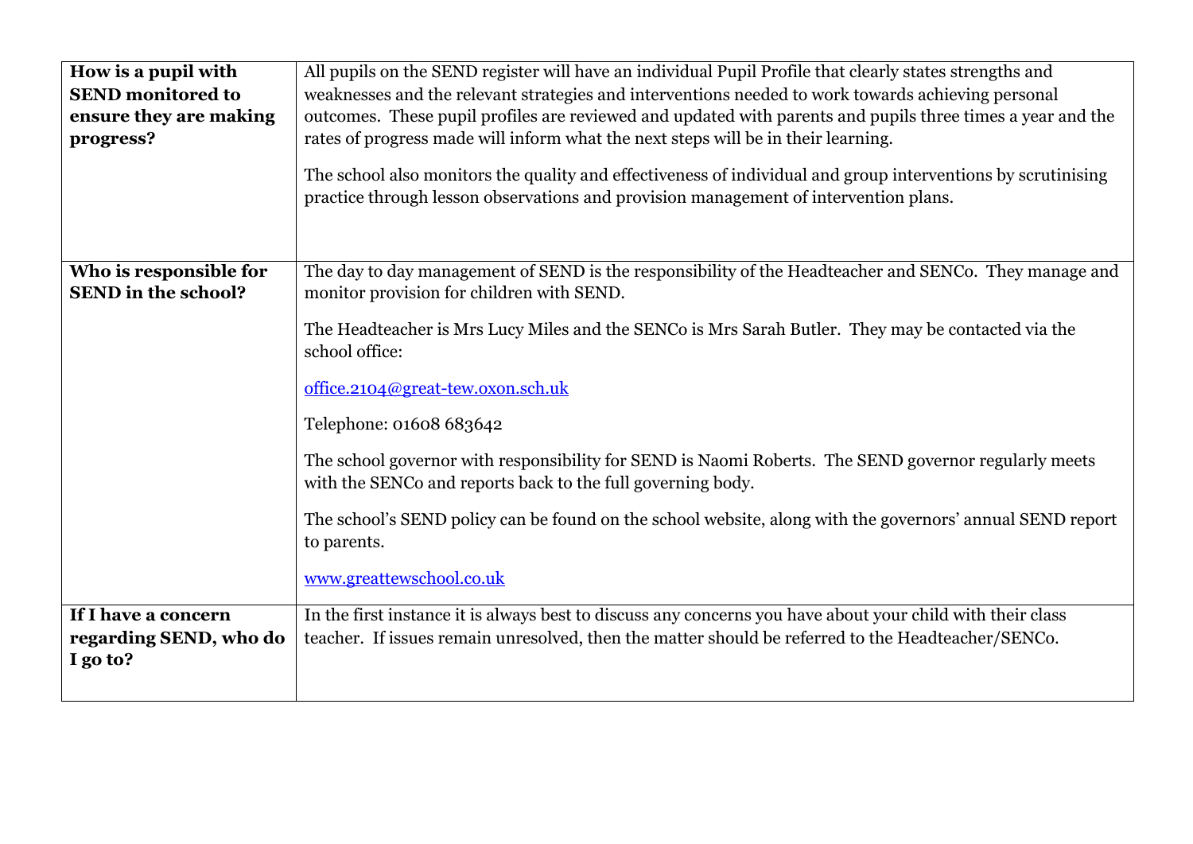| | |
|---|---|
| **How is a pupil with SEND monitored to ensure they are making progress?** | All pupils on the SEND register will have an individual Pupil Profile that clearly states strengths and weaknesses and the relevant strategies and interventions needed to work towards achieving personal outcomes. These pupil profiles are reviewed and updated with parents and pupils three times a year and the rates of progress made will inform what the next steps will be in their learning.<br><br>The school also monitors the quality and effectiveness of individual and group interventions by scrutinising practice through lesson observations and provision management of intervention plans. |
| **Who is responsible for SEND in the school?** | The day to day management of SEND is the responsibility of the Headteacher and SENCo. They manage and monitor provision for children with SEND.<br><br>The Headteacher is Mrs Lucy Miles and the SENCo is Mrs Sarah Butler. They may be contacted via the school office:<br><br>office.2104@great-tew.oxon.sch.uk<br><br>Telephone: 01608 683642<br><br>The school governor with responsibility for SEND is Naomi Roberts. The SEND governor regularly meets with the SENCo and reports back to the full governing body.<br><br>The school's SEND policy can be found on the school website, along with the governors' annual SEND report to parents.<br><br>www.greattewschool.co.uk |
| **If I have a concern regarding SEND, who do I go to?** | In the first instance it is always best to discuss any concerns you have about your child with their class teacher. If issues remain unresolved, then the matter should be referred to the Headteacher/SENCo. |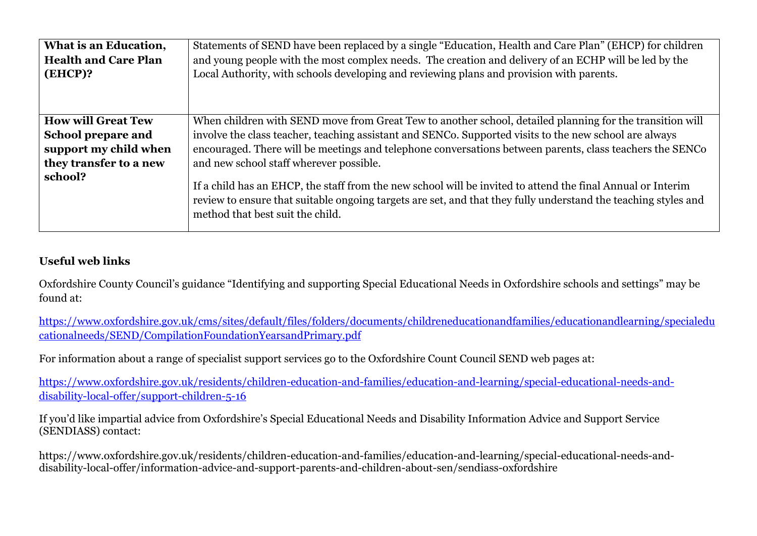| **What is an Education, Health and Care Plan (EHCP)?** | Statements of SEND have been replaced by a single "Education, Health and Care Plan" (EHCP) for children and young people with the most complex needs. The creation and delivery of an ECHP will be led by the Local Authority, with schools developing and reviewing plans and provision with parents. |
|---|---|
| **How will Great Tew School prepare and support my child when they transfer to a new school?** | When children with SEND move from Great Tew to another school, detailed planning for the transition will involve the class teacher, teaching assistant and SENCo. Supported visits to the new school are always encouraged. There will be meetings and telephone conversations between parents, class teachers the SENCo and new school staff wherever possible.<br><br>If a child has an EHCP, the staff from the new school will be invited to attend the final Annual or Interim review to ensure that suitable ongoing targets are set, and that they fully understand the teaching styles and method that best suit the child. |

**Useful web links**

Oxfordshire County Council's guidance "Identifying and supporting Special Educational Needs in Oxfordshire schools and settings" may be found at:

https://www.oxfordshire.gov.uk/cms/sites/default/files/folders/documents/childreneducationandfamilies/educationandlearning/specialeducationalneeds/SEND/CompilationFoundationYearsandPrimary.pdf

For information about a range of specialist support services go to the Oxfordshire Count Council SEND web pages at:

https://www.oxfordshire.gov.uk/residents/children-education-and-families/education-and-learning/special-educational-needs-and-disability-local-offer/support-children-5-16

If you'd like impartial advice from Oxfordshire's Special Educational Needs and Disability Information Advice and Support Service (SENDIASS) contact:

https://www.oxfordshire.gov.uk/residents/children-education-and-families/education-and-learning/special-educational-needs-and-disability-local-offer/information-advice-and-support-parents-and-children-about-sen/sendiass-oxfordshire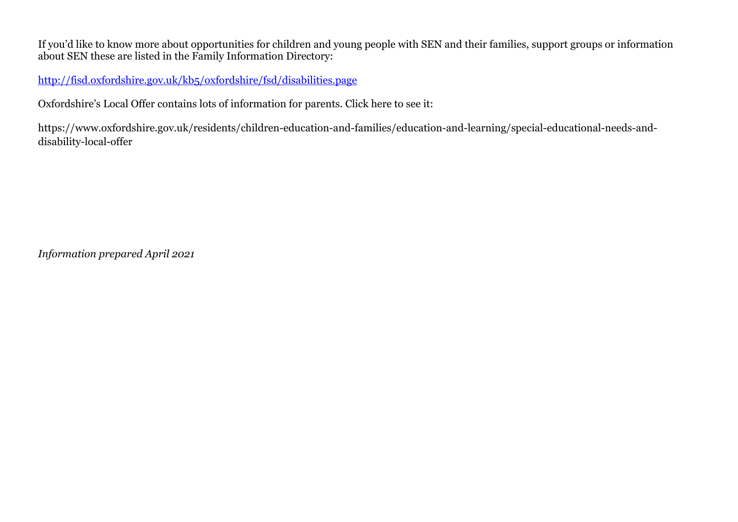If you'd like to know more about opportunities for children and young people with SEN and their families, support groups or information about SEN these are listed in the Family Information Directory:

[http://fisd.oxfordshire.gov.uk/kb5/oxfordshire/fsd/disabilities.page](http://fisd.oxfordshire.gov.uk/kb5/oxfordshire/fsd/disabilities.page)

Oxfordshire's Local Offer contains lots of information for parents. Click here to see it:

https://www.oxfordshire.gov.uk/residents/children-education-and-families/education-and-learning/special-educational-needs-and-disability-local-offer

*Information prepared April 2021*